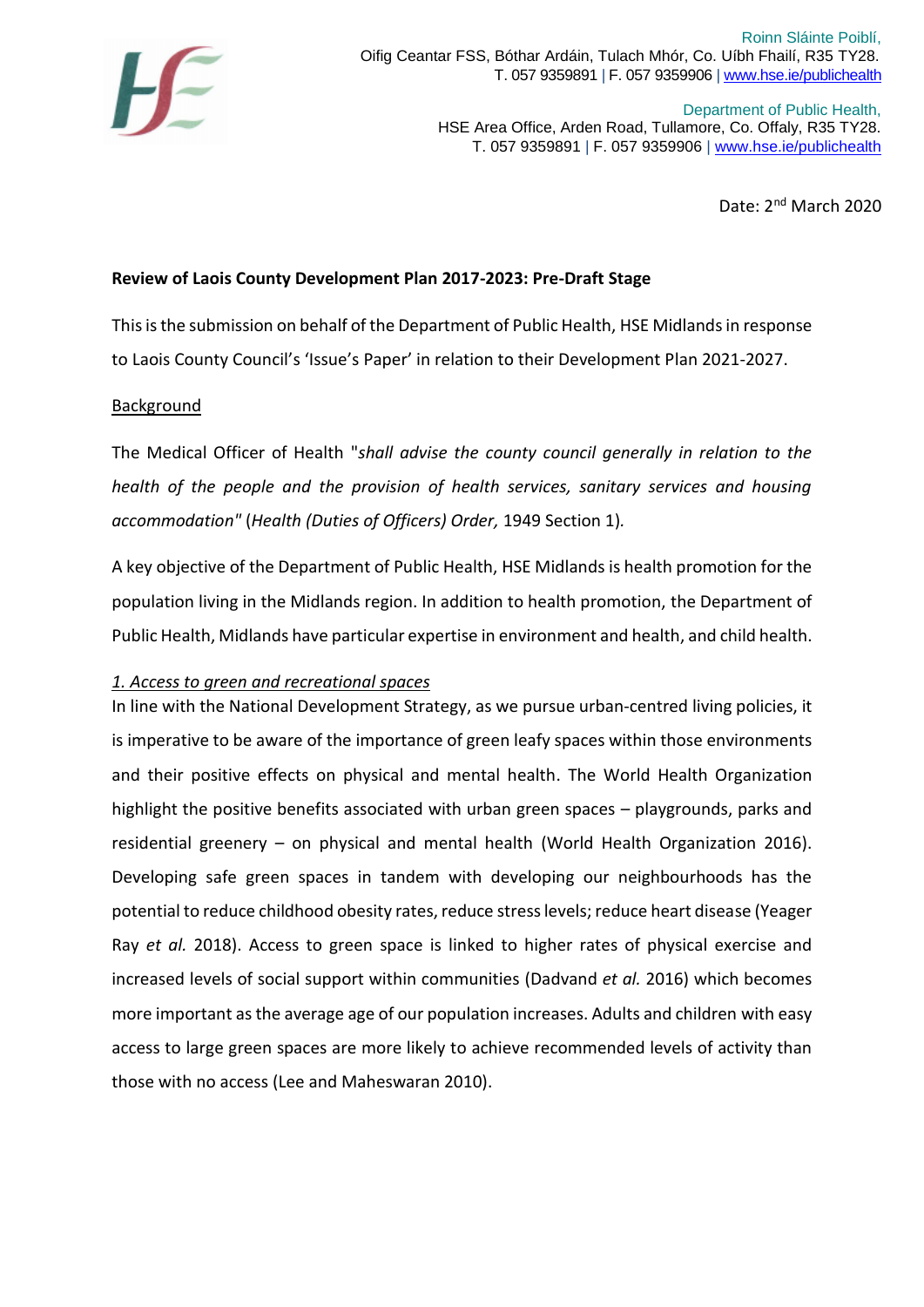Roinn Sláinte Poiblí,
Oifig Ceantar FSS, Bóthar Ardáin, Tulach Mhór, Co. Uíbh Fhailí, R35 TY28.
T. 057 9359891 | F. 057 9359906 | www.hse.ie/publichealth

Department of Public Health,
HSE Area Office, Arden Road, Tullamore, Co. Offaly, R35 TY28.
T. 057 9359891 | F. 057 9359906 | www.hse.ie/publichealth

Date: 2nd March 2020

**Review of Laois County Development Plan 2017-2023: Pre-Draft Stage**

This is the submission on behalf of the Department of Public Health, HSE Midlands in response to Laois County Council's 'Issue's Paper' in relation to their Development Plan 2021-2027.

<u>Background</u>

The Medical Officer of Health "*shall advise the county council generally in relation to the health of the people and the provision of health services, sanitary services and housing accommodation*" (*Health (Duties of Officers) Order,* 1949 Section 1).

A key objective of the Department of Public Health, HSE Midlands is health promotion for the population living in the Midlands region. In addition to health promotion, the Department of Public Health, Midlands have particular expertise in environment and health, and child health.

*<u>1. Access to green and recreational spaces</u>*

In line with the National Development Strategy, as we pursue urban-centred living policies, it is imperative to be aware of the importance of green leafy spaces within those environments and their positive effects on physical and mental health. The World Health Organization highlight the positive benefits associated with urban green spaces – playgrounds, parks and residential greenery – on physical and mental health (World Health Organization 2016). Developing safe green spaces in tandem with developing our neighbourhoods has the potential to reduce childhood obesity rates, reduce stress levels; reduce heart disease (Yeager Ray *et al.* 2018). Access to green space is linked to higher rates of physical exercise and increased levels of social support within communities (Dadvand *et al.* 2016) which becomes more important as the average age of our population increases. Adults and children with easy access to large green spaces are more likely to achieve recommended levels of activity than those with no access (Lee and Maheswaran 2010).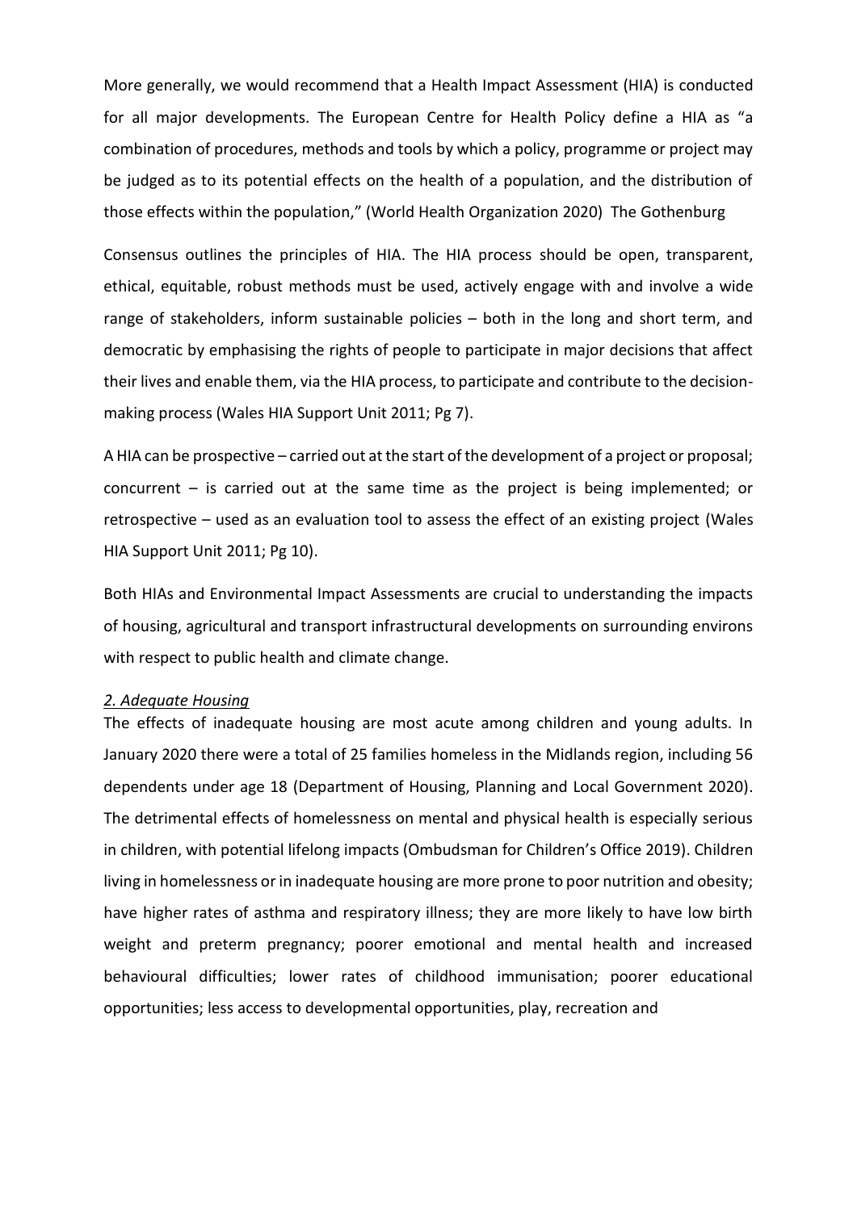More generally, we would recommend that a Health Impact Assessment (HIA) is conducted for all major developments. The European Centre for Health Policy define a HIA as "a combination of procedures, methods and tools by which a policy, programme or project may be judged as to its potential effects on the health of a population, and the distribution of those effects within the population," (World Health Organization 2020) The Gothenburg

Consensus outlines the principles of HIA. The HIA process should be open, transparent, ethical, equitable, robust methods must be used, actively engage with and involve a wide range of stakeholders, inform sustainable policies – both in the long and short term, and democratic by emphasising the rights of people to participate in major decisions that affect their lives and enable them, via the HIA process, to participate and contribute to the decision-making process (Wales HIA Support Unit 2011; Pg 7).

A HIA can be prospective – carried out at the start of the development of a project or proposal; concurrent – is carried out at the same time as the project is being implemented; or retrospective – used as an evaluation tool to assess the effect of an existing project (Wales HIA Support Unit 2011; Pg 10).

Both HIAs and Environmental Impact Assessments are crucial to understanding the impacts of housing, agricultural and transport infrastructural developments on surrounding environs with respect to public health and climate change.

*2. Adequate Housing*

The effects of inadequate housing are most acute among children and young adults. In January 2020 there were a total of 25 families homeless in the Midlands region, including 56 dependents under age 18 (Department of Housing, Planning and Local Government 2020). The detrimental effects of homelessness on mental and physical health is especially serious in children, with potential lifelong impacts (Ombudsman for Children's Office 2019). Children living in homelessness or in inadequate housing are more prone to poor nutrition and obesity; have higher rates of asthma and respiratory illness; they are more likely to have low birth weight and preterm pregnancy; poorer emotional and mental health and increased behavioural difficulties; lower rates of childhood immunisation; poorer educational opportunities; less access to developmental opportunities, play, recreation and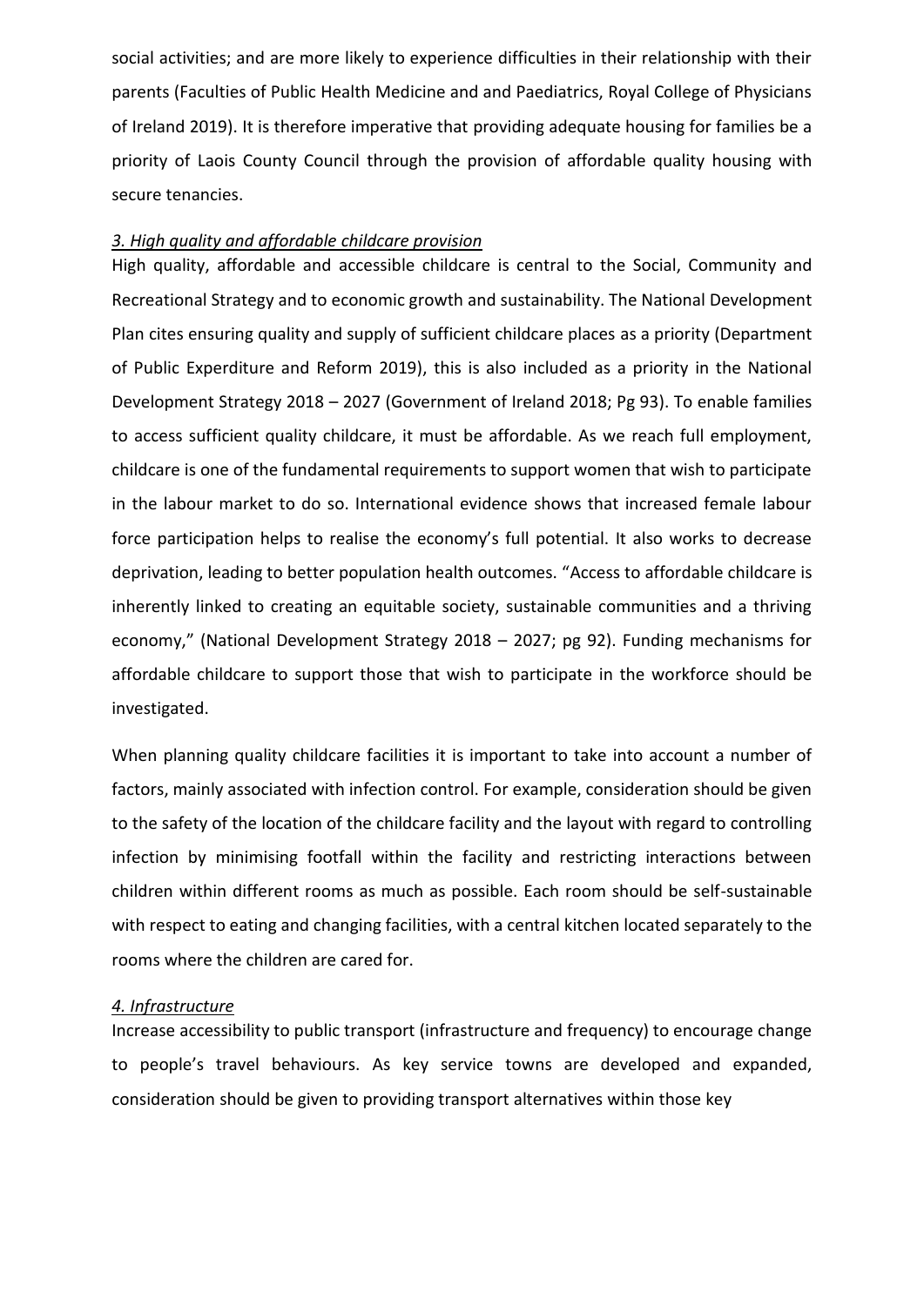social activities; and are more likely to experience difficulties in their relationship with their parents (Faculties of Public Health Medicine and and Paediatrics, Royal College of Physicians of Ireland 2019). It is therefore imperative that providing adequate housing for families be a priority of Laois County Council through the provision of affordable quality housing with secure tenancies.

*3. High quality and affordable childcare provision*

High quality, affordable and accessible childcare is central to the Social, Community and Recreational Strategy and to economic growth and sustainability. The National Development Plan cites ensuring quality and supply of sufficient childcare places as a priority (Department of Public Experditure and Reform 2019), this is also included as a priority in the National Development Strategy 2018 – 2027 (Government of Ireland 2018; Pg 93). To enable families to access sufficient quality childcare, it must be affordable. As we reach full employment, childcare is one of the fundamental requirements to support women that wish to participate in the labour market to do so. International evidence shows that increased female labour force participation helps to realise the economy's full potential. It also works to decrease deprivation, leading to better population health outcomes. "Access to affordable childcare is inherently linked to creating an equitable society, sustainable communities and a thriving economy," (National Development Strategy 2018 – 2027; pg 92). Funding mechanisms for affordable childcare to support those that wish to participate in the workforce should be investigated.

When planning quality childcare facilities it is important to take into account a number of factors, mainly associated with infection control. For example, consideration should be given to the safety of the location of the childcare facility and the layout with regard to controlling infection by minimising footfall within the facility and restricting interactions between children within different rooms as much as possible. Each room should be self-sustainable with respect to eating and changing facilities, with a central kitchen located separately to the rooms where the children are cared for.

*4. Infrastructure*

Increase accessibility to public transport (infrastructure and frequency) to encourage change to people's travel behaviours. As key service towns are developed and expanded, consideration should be given to providing transport alternatives within those key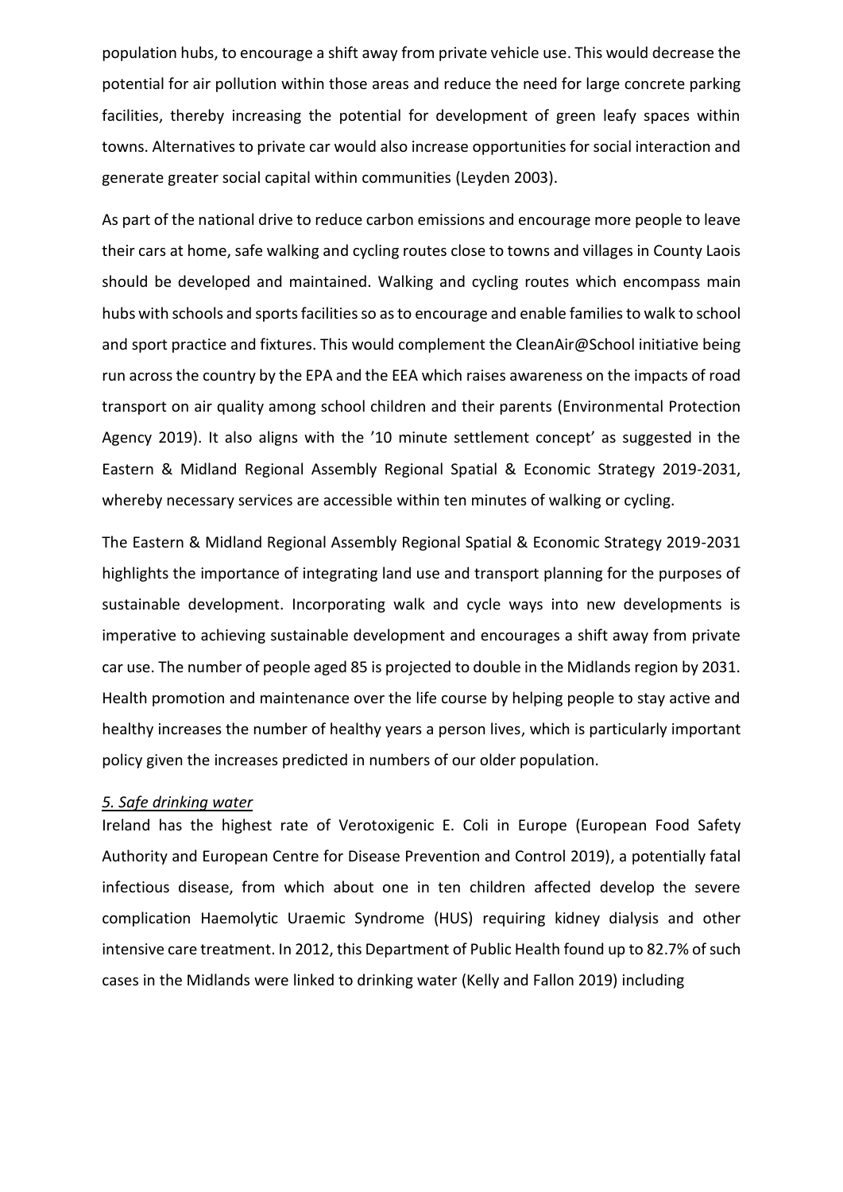population hubs, to encourage a shift away from private vehicle use. This would decrease the potential for air pollution within those areas and reduce the need for large concrete parking facilities, thereby increasing the potential for development of green leafy spaces within towns. Alternatives to private car would also increase opportunities for social interaction and generate greater social capital within communities (Leyden 2003).

As part of the national drive to reduce carbon emissions and encourage more people to leave their cars at home, safe walking and cycling routes close to towns and villages in County Laois should be developed and maintained. Walking and cycling routes which encompass main hubs with schools and sports facilities so as to encourage and enable families to walk to school and sport practice and fixtures. This would complement the CleanAir@School initiative being run across the country by the EPA and the EEA which raises awareness on the impacts of road transport on air quality among school children and their parents (Environmental Protection Agency 2019). It also aligns with the '10 minute settlement concept' as suggested in the Eastern & Midland Regional Assembly Regional Spatial & Economic Strategy 2019-2031, whereby necessary services are accessible within ten minutes of walking or cycling.

The Eastern & Midland Regional Assembly Regional Spatial & Economic Strategy 2019-2031 highlights the importance of integrating land use and transport planning for the purposes of sustainable development. Incorporating walk and cycle ways into new developments is imperative to achieving sustainable development and encourages a shift away from private car use. The number of people aged 85 is projected to double in the Midlands region by 2031. Health promotion and maintenance over the life course by helping people to stay active and healthy increases the number of healthy years a person lives, which is particularly important policy given the increases predicted in numbers of our older population.

*5. Safe drinking water*

Ireland has the highest rate of Verotoxigenic E. Coli in Europe (European Food Safety Authority and European Centre for Disease Prevention and Control 2019), a potentially fatal infectious disease, from which about one in ten children affected develop the severe complication Haemolytic Uraemic Syndrome (HUS) requiring kidney dialysis and other intensive care treatment. In 2012, this Department of Public Health found up to 82.7% of such cases in the Midlands were linked to drinking water (Kelly and Fallon 2019) including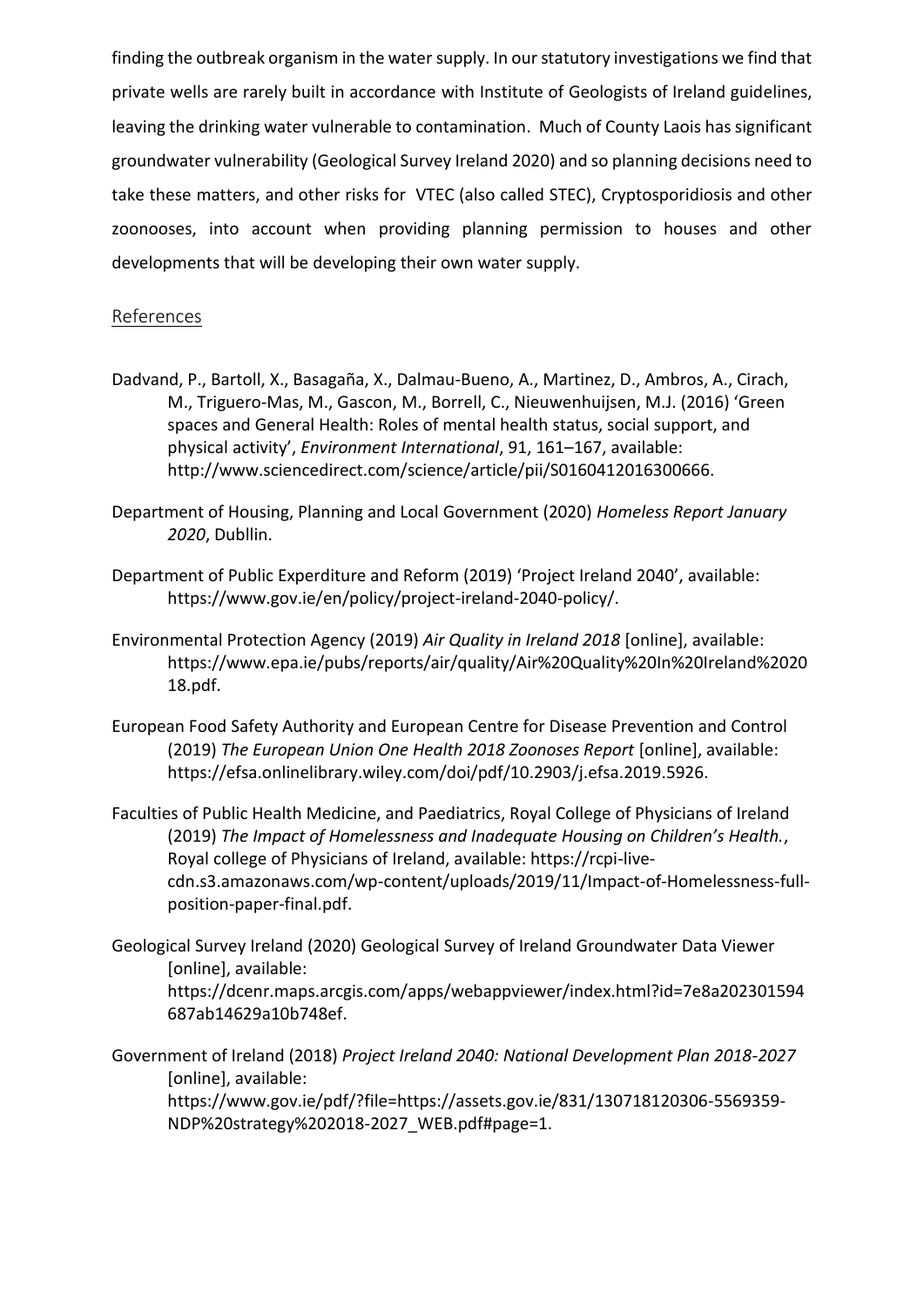finding the outbreak organism in the water supply. In our statutory investigations we find that private wells are rarely built in accordance with Institute of Geologists of Ireland guidelines, leaving the drinking water vulnerable to contamination. Much of County Laois has significant groundwater vulnerability (Geological Survey Ireland 2020) and so planning decisions need to take these matters, and other risks for VTEC (also called STEC), Cryptosporidiosis and other zoonooses, into account when providing planning permission to houses and other developments that will be developing their own water supply.

## References

Dadvand, P., Bartoll, X., Basagaña, X., Dalmau-Bueno, A., Martinez, D., Ambros, A., Cirach, M., Triguero-Mas, M., Gascon, M., Borrell, C., Nieuwenhuijsen, M.J. (2016) 'Green spaces and General Health: Roles of mental health status, social support, and physical activity', *Environment International*, 91, 161–167, available: http://www.sciencedirect.com/science/article/pii/S0160412016300666.

Department of Housing, Planning and Local Government (2020) *Homeless Report January 2020*, Dubllin.

Department of Public Experditure and Reform (2019) 'Project Ireland 2040', available: https://www.gov.ie/en/policy/project-ireland-2040-policy/.

Environmental Protection Agency (2019) *Air Quality in Ireland 2018* [online], available: https://www.epa.ie/pubs/reports/air/quality/Air%20Quality%20In%20Ireland%202018.pdf.

European Food Safety Authority and European Centre for Disease Prevention and Control (2019) *The European Union One Health 2018 Zoonoses Report* [online], available: https://efsa.onlinelibrary.wiley.com/doi/pdf/10.2903/j.efsa.2019.5926.

Faculties of Public Health Medicine, and Paediatrics, Royal College of Physicians of Ireland (2019) *The Impact of Homelessness and Inadequate Housing on Children's Health.*, Royal college of Physicians of Ireland, available: https://rcpi-live-cdn.s3.amazonaws.com/wp-content/uploads/2019/11/Impact-of-Homelessness-full-position-paper-final.pdf.

Geological Survey Ireland (2020) Geological Survey of Ireland Groundwater Data Viewer [online], available: https://dcenr.maps.arcgis.com/apps/webappviewer/index.html?id=7e8a202301594687ab14629a10b748ef.

Government of Ireland (2018) *Project Ireland 2040: National Development Plan 2018-2027* [online], available: https://www.gov.ie/pdf/?file=https://assets.gov.ie/831/130718120306-5569359-NDP%20strategy%202018-2027_WEB.pdf#page=1.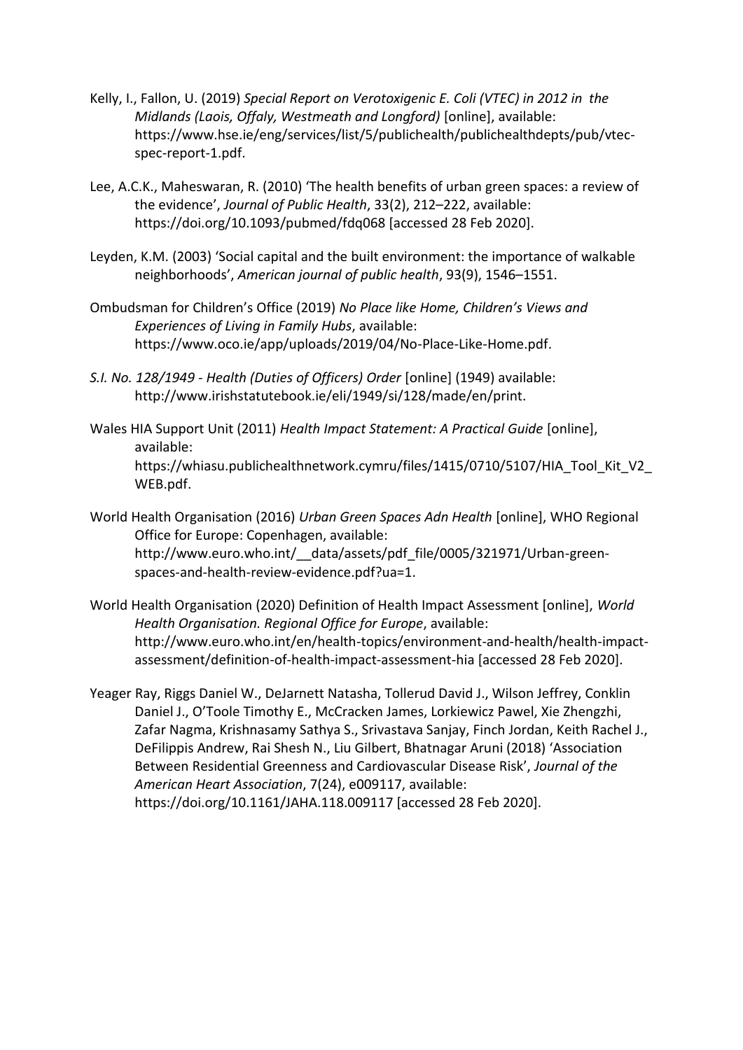Kelly, I., Fallon, U. (2019) *Special Report on Verotoxigenic E. Coli (VTEC) in 2012 in the Midlands (Laois, Offaly, Westmeath and Longford)* [online], available: https://www.hse.ie/eng/services/list/5/publichealth/publichealthdepts/pub/vtec-spec-report-1.pdf.

Lee, A.C.K., Maheswaran, R. (2010) 'The health benefits of urban green spaces: a review of the evidence', *Journal of Public Health*, 33(2), 212–222, available: https://doi.org/10.1093/pubmed/fdq068 [accessed 28 Feb 2020].

Leyden, K.M. (2003) 'Social capital and the built environment: the importance of walkable neighborhoods', *American journal of public health*, 93(9), 1546–1551.

Ombudsman for Children's Office (2019) *No Place like Home, Children's Views and Experiences of Living in Family Hubs*, available: https://www.oco.ie/app/uploads/2019/04/No-Place-Like-Home.pdf.

*S.I. No. 128/1949 - Health (Duties of Officers) Order* [online] (1949) available: http://www.irishstatutebook.ie/eli/1949/si/128/made/en/print.

Wales HIA Support Unit (2011) *Health Impact Statement: A Practical Guide* [online], available: https://whiasu.publichealthnetwork.cymru/files/1415/0710/5107/HIA_Tool_Kit_V2_WEB.pdf.

World Health Organisation (2016) *Urban Green Spaces Adn Health* [online], WHO Regional Office for Europe: Copenhagen, available: http://www.euro.who.int/__data/assets/pdf_file/0005/321971/Urban-green-spaces-and-health-review-evidence.pdf?ua=1.

World Health Organisation (2020) Definition of Health Impact Assessment [online], *World Health Organisation. Regional Office for Europe*, available: http://www.euro.who.int/en/health-topics/environment-and-health/health-impact-assessment/definition-of-health-impact-assessment-hia [accessed 28 Feb 2020].

Yeager Ray, Riggs Daniel W., DeJarnett Natasha, Tollerud David J., Wilson Jeffrey, Conklin Daniel J., O'Toole Timothy E., McCracken James, Lorkiewicz Pawel, Xie Zhengzhi, Zafar Nagma, Krishnasamy Sathya S., Srivastava Sanjay, Finch Jordan, Keith Rachel J., DeFilippis Andrew, Rai Shesh N., Liu Gilbert, Bhatnagar Aruni (2018) 'Association Between Residential Greenness and Cardiovascular Disease Risk', *Journal of the American Heart Association*, 7(24), e009117, available: https://doi.org/10.1161/JAHA.118.009117 [accessed 28 Feb 2020].